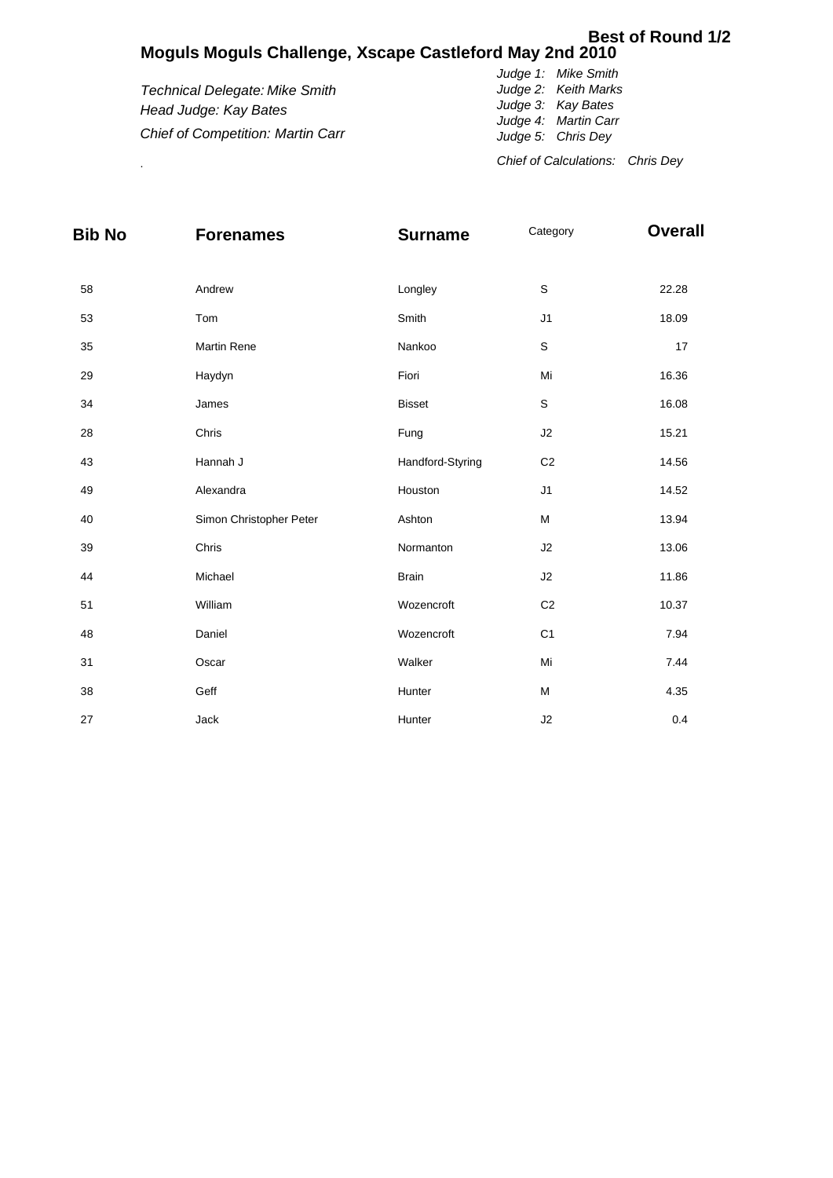**Best of Round 1/2**

# Moguls Moguls Challenge, Xscape Castleford May 2nd 2010

*Technical Delegate: Mike Smith*
*Head Judge: Kay Bates*
*Chief of Competition: Martin Carr*

*Judge 1: Mike Smith*
*Judge 2: Keith Marks*
*Judge 3: Kay Bates*
*Judge 4: Martin Carr*
*Judge 5: Chris Dey*

*Chief of Calculations: Chris Dey*

.

| Bib No | Forenames | Surname | Category | Overall |
|---|---|---|---|---|
| 58 | Andrew | Longley | S | 22.28 |
| 53 | Tom | Smith | J1 | 18.09 |
| 35 | Martin Rene | Nankoo | S | 17 |
| 29 | Haydyn | Fiori | Mi | 16.36 |
| 34 | James | Bisset | S | 16.08 |
| 28 | Chris | Fung | J2 | 15.21 |
| 43 | Hannah J | Handford-Styring | C2 | 14.56 |
| 49 | Alexandra | Houston | J1 | 14.52 |
| 40 | Simon Christopher Peter | Ashton | M | 13.94 |
| 39 | Chris | Normanton | J2 | 13.06 |
| 44 | Michael | Brain | J2 | 11.86 |
| 51 | William | Wozencroft | C2 | 10.37 |
| 48 | Daniel | Wozencroft | C1 | 7.94 |
| 31 | Oscar | Walker | Mi | 7.44 |
| 38 | Geff | Hunter | M | 4.35 |
| 27 | Jack | Hunter | J2 | 0.4 |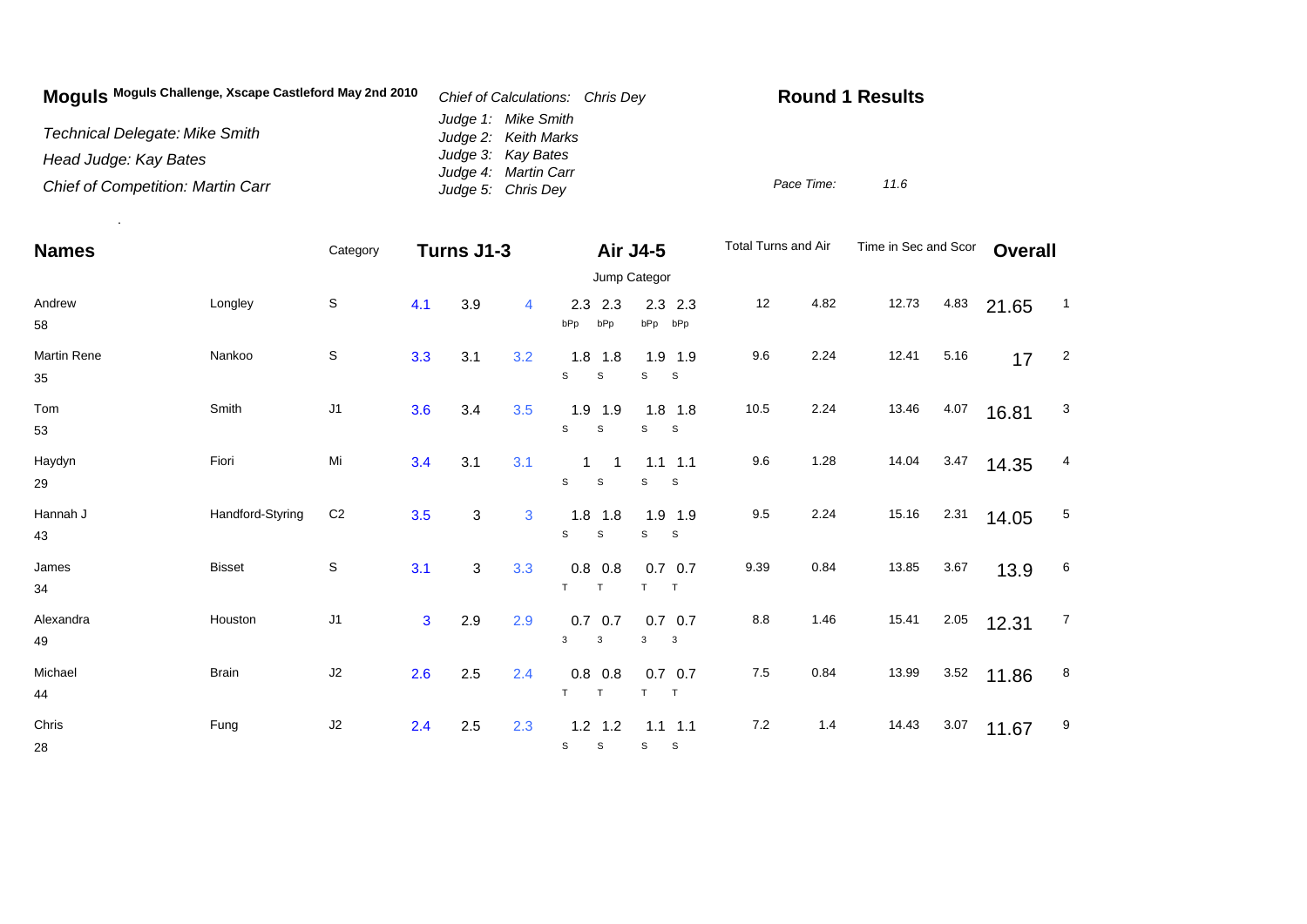**Moguls** **Moguls Challenge, Xscape Castleford May 2nd 2010**

*Technical Delegate: Mike Smith*

*Head Judge: Kay Bates*

*Chief of Competition: Martin Carr*

*Chief of Calculations: Chris Dey*

*Judge 1: Mike Smith*
*Judge 2: Keith Marks*
*Judge 3: Kay Bates*
*Judge 4: Martin Carr*
*Judge 5: Chris Dey*

**Round 1 Results**

*Pace Time:* *11.6*

| Names | | Category | Turns J1-3 | | | Air J4-5 | | | | Total Turns and Air | | Time in Sec and Scor | | Overall | |
|---|---|---|---|---|---|---|---|---|---|---|---|---|---|---|---|
| | | | | | | Jump Categor | | | | | | | | | |
| Andrew 58 | Longley | S | 4.1 | 3.9 | 4 | 2.3 bPp | 2.3 bPp | 2.3 bPp | 2.3 bPp | 12 | 4.82 | 12.73 | 4.83 | 21.65 | 1 |
| Martin Rene 35 | Nankoo | S | 3.3 | 3.1 | 3.2 | 1.8 S | 1.8 S | 1.9 S | 1.9 S | 9.6 | 2.24 | 12.41 | 5.16 | 17 | 2 |
| Tom 53 | Smith | J1 | 3.6 | 3.4 | 3.5 | 1.9 S | 1.9 S | 1.8 S | 1.8 S | 10.5 | 2.24 | 13.46 | 4.07 | 16.81 | 3 |
| Haydyn 29 | Fiori | Mi | 3.4 | 3.1 | 3.1 | 1 S | 1 S | 1.1 S | 1.1 S | 9.6 | 1.28 | 14.04 | 3.47 | 14.35 | 4 |
| Hannah J 43 | Handford-Styring | C2 | 3.5 | 3 | 3 | 1.8 S | 1.8 S | 1.9 S | 1.9 S | 9.5 | 2.24 | 15.16 | 2.31 | 14.05 | 5 |
| James 34 | Bisset | S | 3.1 | 3 | 3.3 | 0.8 T | 0.8 T | 0.7 T | 0.7 T | 9.39 | 0.84 | 13.85 | 3.67 | 13.9 | 6 |
| Alexandra 49 | Houston | J1 | 3 | 2.9 | 2.9 | 0.7 3 | 0.7 3 | 0.7 3 | 0.7 3 | 8.8 | 1.46 | 15.41 | 2.05 | 12.31 | 7 |
| Michael 44 | Brain | J2 | 2.6 | 2.5 | 2.4 | 0.8 T | 0.8 T | 0.7 T | 0.7 T | 7.5 | 0.84 | 13.99 | 3.52 | 11.86 | 8 |
| Chris 28 | Fung | J2 | 2.4 | 2.5 | 2.3 | 1.2 S | 1.2 S | 1.1 S | 1.1 S | 7.2 | 1.4 | 14.43 | 3.07 | 11.67 | 9 |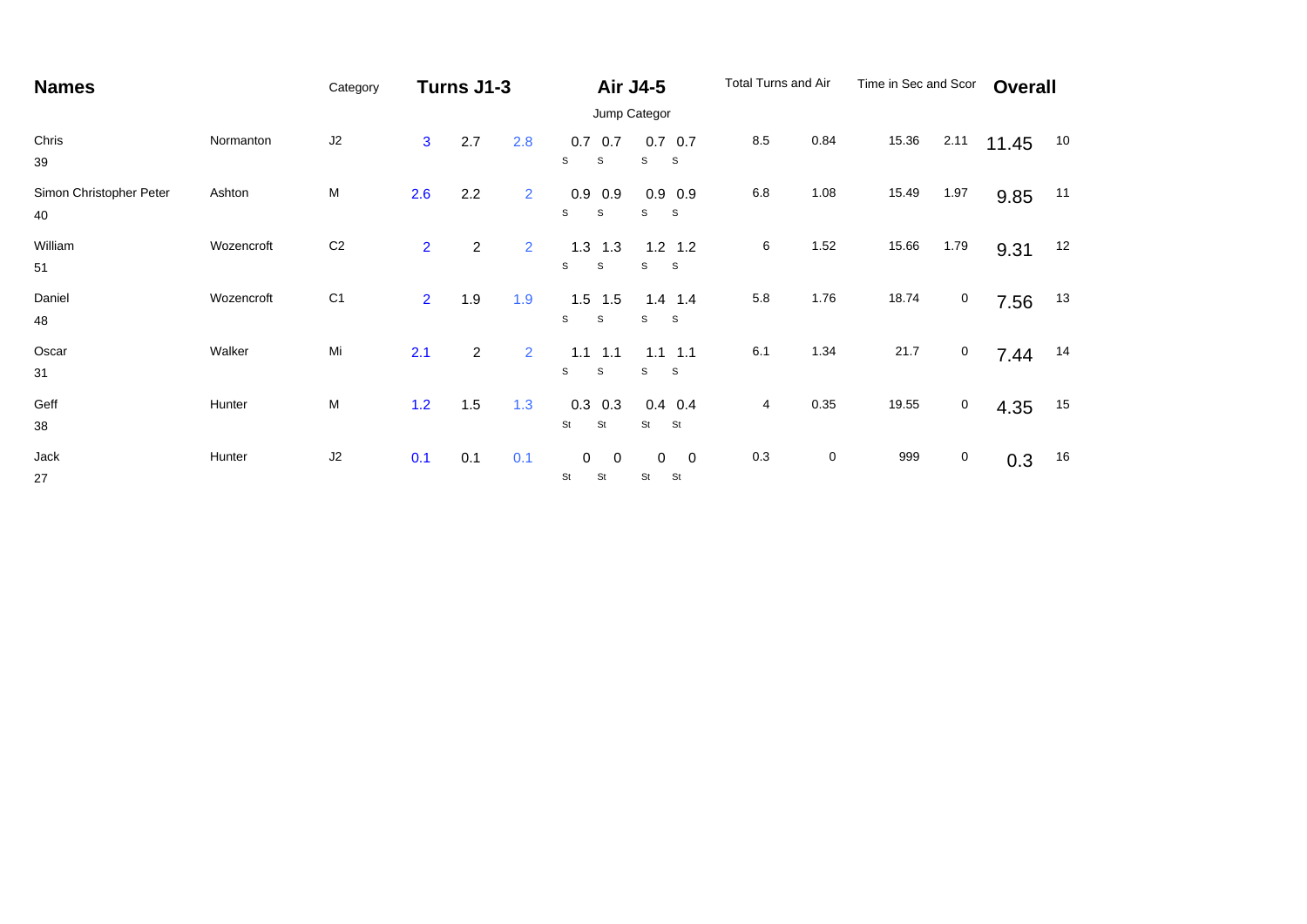| Names | | Category | Turns J1-3 | | | Air J4-5 | | | | Total Turns and Air | | Time in Sec and Scor | | Overall | |
|---|---|---|---|---|---|---|---|---|---|---|---|---|---|---|---|
| | | | | | | Jump Categor | | | | | | | | | |
| Chris 39 | Normanton | J2 | 3 | 2.7 | 2.8 | 0.7 S | 0.7 S | 0.7 S | 0.7 S | 8.5 | 0.84 | 15.36 | 2.11 | 11.45 | 10 |
| Simon Christopher Peter 40 | Ashton | M | 2.6 | 2.2 | 2 | 0.9 S | 0.9 S | 0.9 S | 0.9 S | 6.8 | 1.08 | 15.49 | 1.97 | 9.85 | 11 |
| William 51 | Wozencroft | C2 | 2 | 2 | 2 | 1.3 S | 1.3 S | 1.2 S | 1.2 S | 6 | 1.52 | 15.66 | 1.79 | 9.31 | 12 |
| Daniel 48 | Wozencroft | C1 | 2 | 1.9 | 1.9 | 1.5 S | 1.5 S | 1.4 S | 1.4 S | 5.8 | 1.76 | 18.74 | 0 | 7.56 | 13 |
| Oscar 31 | Walker | Mi | 2.1 | 2 | 2 | 1.1 S | 1.1 S | 1.1 S | 1.1 S | 6.1 | 1.34 | 21.7 | 0 | 7.44 | 14 |
| Geff 38 | Hunter | M | 1.2 | 1.5 | 1.3 | 0.3 St | 0.3 St | 0.4 St | 0.4 St | 4 | 0.35 | 19.55 | 0 | 4.35 | 15 |
| Jack 27 | Hunter | J2 | 0.1 | 0.1 | 0.1 | 0 St | 0 St | 0 St | 0 St | 0.3 | 0 | 999 | 0 | 0.3 | 16 |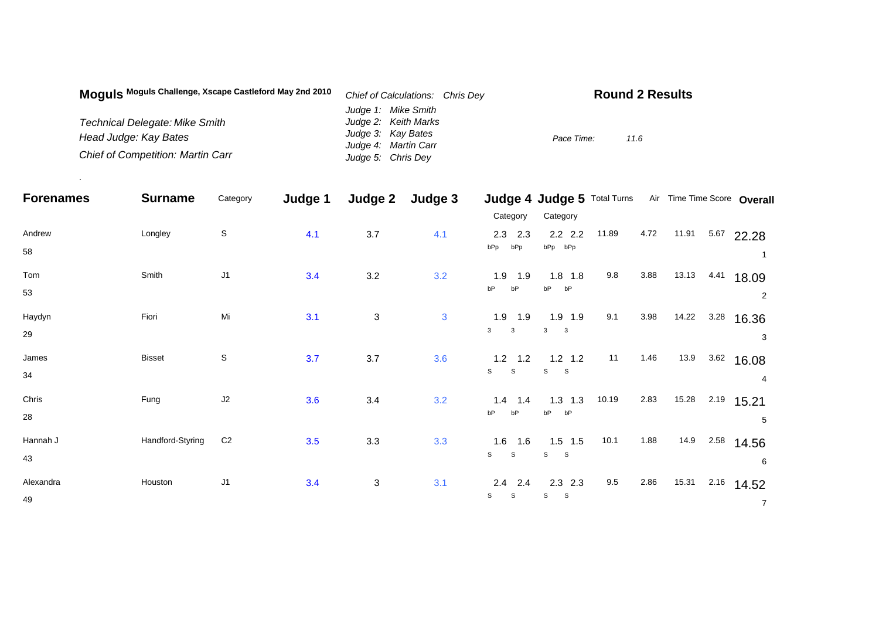**Moguls** **Moguls Challenge, Xscape Castleford May 2nd 2010**

*Technical Delegate: Mike Smith*
*Head Judge: Kay Bates*
*Chief of Competition: Martin Carr*

*Chief of Calculations: Chris Dey*
*Judge 1: Mike Smith*
*Judge 2: Keith Marks*
*Judge 3: Kay Bates*
*Judge 4: Martin Carr*
*Judge 5: Chris Dey*

**Round 2 Results**

*Pace Time: 11.6*

.

| Forenames | Surname | Category | Judge 1 | Judge 2 | Judge 3 | Judge 4 Category | | Judge 5 Category | | Total Turns | Air | Time | Time Score | Overall |
|---|---|---|---|---|---|---|---|---|---|---|---|---|---|---|
| Andrew<br>58 | Longley | S | 4.1 | 3.7 | 4.1 | 2.3<br>bPp | 2.3<br>bPp | 2.2<br>bPp | 2.2<br>bPp | 11.89 | 4.72 | 11.91 | 5.67 | 22.28<br>1 |
| Tom<br>53 | Smith | J1 | 3.4 | 3.2 | 3.2 | 1.9<br>bP | 1.9<br>bP | 1.8<br>bP | 1.8<br>bP | 9.8 | 3.88 | 13.13 | 4.41 | 18.09<br>2 |
| Haydyn<br>29 | Fiori | Mi | 3.1 | 3 | 3 | 1.9<br>3 | 1.9<br>3 | 1.9<br>3 | 1.9<br>3 | 9.1 | 3.98 | 14.22 | 3.28 | 16.36<br>3 |
| James<br>34 | Bisset | S | 3.7 | 3.7 | 3.6 | 1.2<br>S | 1.2<br>S | 1.2<br>S | 1.2<br>S | 11 | 1.46 | 13.9 | 3.62 | 16.08<br>4 |
| Chris<br>28 | Fung | J2 | 3.6 | 3.4 | 3.2 | 1.4<br>bP | 1.4<br>bP | 1.3<br>bP | 1.3<br>bP | 10.19 | 2.83 | 15.28 | 2.19 | 15.21<br>5 |
| Hannah J<br>43 | Handford-Styring | C2 | 3.5 | 3.3 | 3.3 | 1.6<br>S | 1.6<br>S | 1.5<br>S | 1.5<br>S | 10.1 | 1.88 | 14.9 | 2.58 | 14.56<br>6 |
| Alexandra<br>49 | Houston | J1 | 3.4 | 3 | 3.1 | 2.4<br>S | 2.4<br>S | 2.3<br>S | 2.3<br>S | 9.5 | 2.86 | 15.31 | 2.16 | 14.52<br>7 |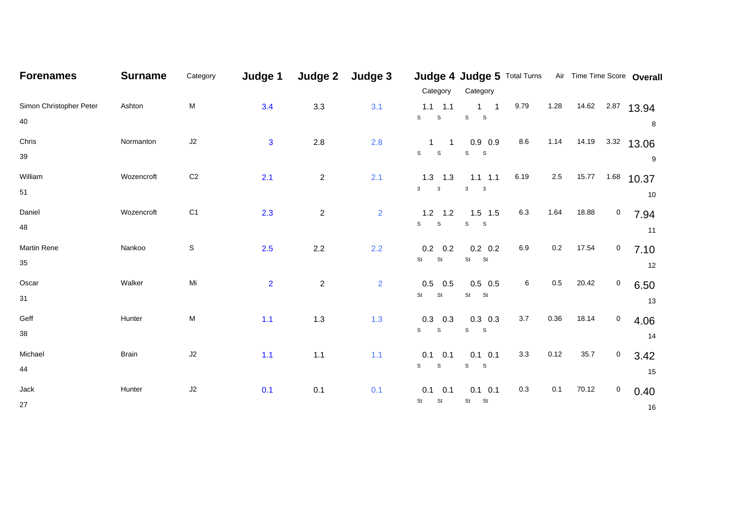| Forenames | Surname | Category | Judge 1 | Judge 2 | Judge 3 | Judge 4 Category | | Judge 5 Category | | Total Turns | Air | Time | Time Score | Overall |
|---|---|---|---|---|---|---|---|---|---|---|---|---|---|---|
| Simon Christopher Peter 40 | Ashton | M | 3.4 | 3.3 | 3.1 | 1.1 S | 1.1 S | 1 S | 1 S | 9.79 | 1.28 | 14.62 | 2.87 | 13.94 8 |
| Chris 39 | Normanton | J2 | 3 | 2.8 | 2.8 | 1 S | 1 S | 0.9 S | 0.9 S | 8.6 | 1.14 | 14.19 | 3.32 | 13.06 9 |
| William 51 | Wozencroft | C2 | 2.1 | 2 | 2.1 | 1.3 3 | 1.3 3 | 1.1 3 | 1.1 3 | 6.19 | 2.5 | 15.77 | 1.68 | 10.37 10 |
| Daniel 48 | Wozencroft | C1 | 2.3 | 2 | 2 | 1.2 S | 1.2 S | 1.5 S | 1.5 S | 6.3 | 1.64 | 18.88 | 0 | 7.94 11 |
| Martin Rene 35 | Nankoo | S | 2.5 | 2.2 | 2.2 | 0.2 St | 0.2 St | 0.2 St | 0.2 St | 6.9 | 0.2 | 17.54 | 0 | 7.10 12 |
| Oscar 31 | Walker | Mi | 2 | 2 | 2 | 0.5 St | 0.5 St | 0.5 St | 0.5 St | 6 | 0.5 | 20.42 | 0 | 6.50 13 |
| Geff 38 | Hunter | M | 1.1 | 1.3 | 1.3 | 0.3 S | 0.3 S | 0.3 S | 0.3 S | 3.7 | 0.36 | 18.14 | 0 | 4.06 14 |
| Michael 44 | Brain | J2 | 1.1 | 1.1 | 1.1 | 0.1 S | 0.1 S | 0.1 S | 0.1 S | 3.3 | 0.12 | 35.7 | 0 | 3.42 15 |
| Jack 27 | Hunter | J2 | 0.1 | 0.1 | 0.1 | 0.1 St | 0.1 St | 0.1 St | 0.1 St | 0.3 | 0.1 | 70.12 | 0 | 0.40 16 |